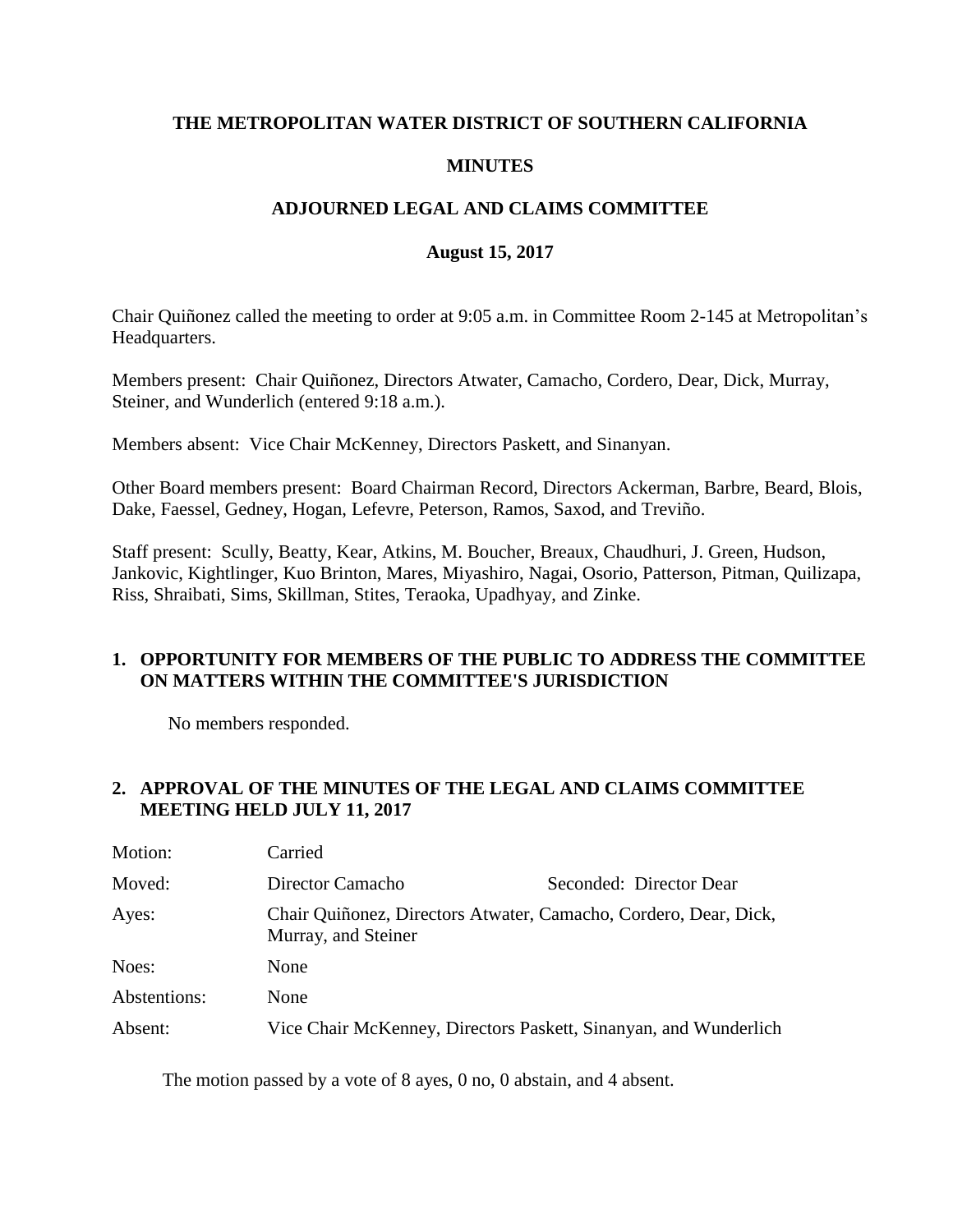# THE METROPOLITAN WATER DISTRICT OF SOUTHERN CALIFORNIA

## MINUTES

## ADJOURNED LEGAL AND CLAIMS COMMITTEE

### August 15, 2017

Chair Quiñonez called the meeting to order at 9:05 a.m. in Committee Room 2-145 at Metropolitan's Headquarters.

Members present: Chair Quiñonez, Directors Atwater, Camacho, Cordero, Dear, Dick, Murray, Steiner, and Wunderlich (entered 9:18 a.m.).

Members absent: Vice Chair McKenney, Directors Paskett, and Sinanyan.

Other Board members present: Board Chairman Record, Directors Ackerman, Barbre, Beard, Blois, Dake, Faessel, Gedney, Hogan, Lefevre, Peterson, Ramos, Saxod, and Treviño.

Staff present: Scully, Beatty, Kear, Atkins, M. Boucher, Breaux, Chaudhuri, J. Green, Hudson, Jankovic, Kightlinger, Kuo Brinton, Mares, Miyashiro, Nagai, Osorio, Patterson, Pitman, Quilizapa, Riss, Shraibati, Sims, Skillman, Stites, Teraoka, Upadhyay, and Zinke.

**1. OPPORTUNITY FOR MEMBERS OF THE PUBLIC TO ADDRESS THE COMMITTEE ON MATTERS WITHIN THE COMMITTEE'S JURISDICTION**

No members responded.

**2. APPROVAL OF THE MINUTES OF THE LEGAL AND CLAIMS COMMITTEE MEETING HELD JULY 11, 2017**

| | | |
|---|---|---|
| Motion: | Carried | |
| Moved: | Director Camacho | Seconded: Director Dear |
| Ayes: | Chair Quiñonez, Directors Atwater, Camacho, Cordero, Dear, Dick, Murray, and Steiner | |
| Noes: | None | |
| Abstentions: | None | |
| Absent: | Vice Chair McKenney, Directors Paskett, Sinanyan, and Wunderlich | |

The motion passed by a vote of 8 ayes, 0 no, 0 abstain, and 4 absent.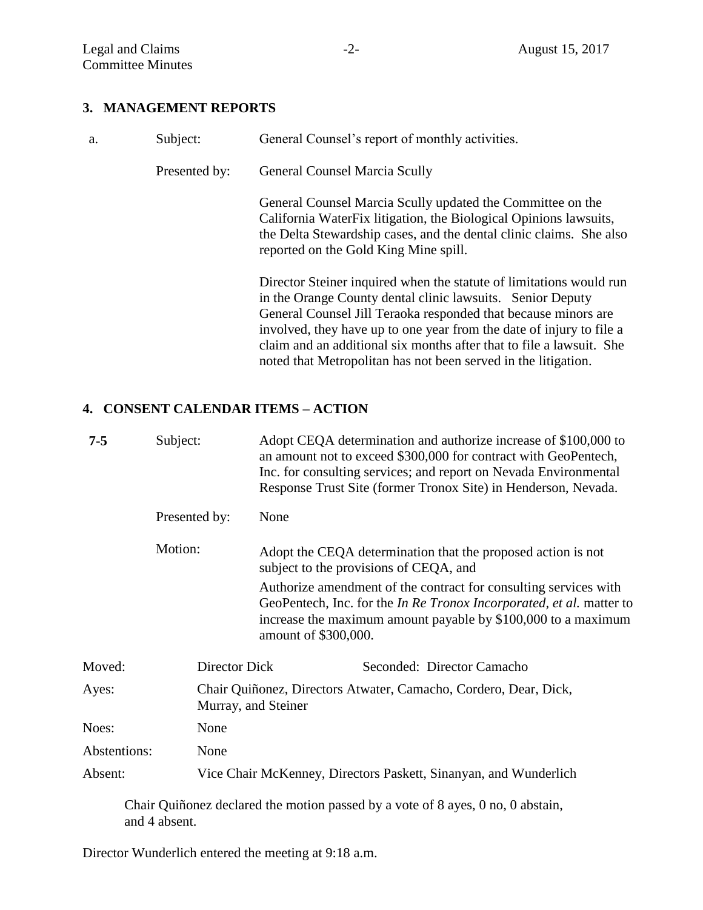## 3. MANAGEMENT REPORTS

| | | |
|---|---|---|
| a. | Subject: | General Counsel's report of monthly activities. |
| | Presented by: | General Counsel Marcia Scully |

General Counsel Marcia Scully updated the Committee on the California WaterFix litigation, the Biological Opinions lawsuits, the Delta Stewardship cases, and the dental clinic claims. She also reported on the Gold King Mine spill.

Director Steiner inquired when the statute of limitations would run in the Orange County dental clinic lawsuits. Senior Deputy General Counsel Jill Teraoka responded that because minors are involved, they have up to one year from the date of injury to file a claim and an additional six months after that to file a lawsuit. She noted that Metropolitan has not been served in the litigation.

## 4. CONSENT CALENDAR ITEMS – ACTION

| | | |
|---|---|---|
| 7-5 | Subject: | Adopt CEQA determination and authorize increase of $100,000 to an amount not to exceed $300,000 for contract with GeoPentech, Inc. for consulting services; and report on Nevada Environmental Response Trust Site (former Tronox Site) in Henderson, Nevada. |
| | Presented by: | None |
| | Motion: | Adopt the CEQA determination that the proposed action is not subject to the provisions of CEQA, and<br>Authorize amendment of the contract for consulting services with GeoPentech, Inc. for the *In Re Tronox Incorporated, et al.* matter to increase the maximum amount payable by $100,000 to a maximum amount of $300,000. |

Moved: Director Dick  Seconded: Director Camacho

Ayes: Chair Quiñonez, Directors Atwater, Camacho, Cordero, Dear, Dick, Murray, and Steiner

Noes: None

Abstentions: None

Absent: Vice Chair McKenney, Directors Paskett, Sinanyan, and Wunderlich

Chair Quiñonez declared the motion passed by a vote of 8 ayes, 0 no, 0 abstain, and 4 absent.

Director Wunderlich entered the meeting at 9:18 a.m.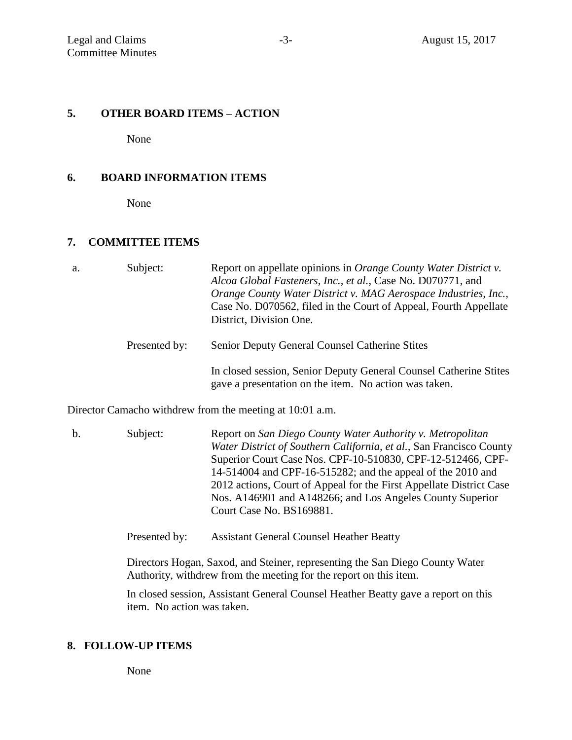## 5. OTHER BOARD ITEMS – ACTION

None

## 6. BOARD INFORMATION ITEMS

None

## 7. COMMITTEE ITEMS

a. Subject: Report on appellate opinions in *Orange County Water District v. Alcoa Global Fasteners, Inc., et al.*, Case No. D070771, and *Orange County Water District v. MAG Aerospace Industries, Inc.*, Case No. D070562, filed in the Court of Appeal, Fourth Appellate District, Division One.

Presented by: Senior Deputy General Counsel Catherine Stites

In closed session, Senior Deputy General Counsel Catherine Stites gave a presentation on the item. No action was taken.

Director Camacho withdrew from the meeting at 10:01 a.m.

b. Subject: Report on *San Diego County Water Authority v. Metropolitan Water District of Southern California, et al.,* San Francisco County Superior Court Case Nos. CPF-10-510830, CPF-12-512466, CPF-14-514004 and CPF-16-515282; and the appeal of the 2010 and 2012 actions, Court of Appeal for the First Appellate District Case Nos. A146901 and A148266; and Los Angeles County Superior Court Case No. BS169881.

Presented by: Assistant General Counsel Heather Beatty

Directors Hogan, Saxod, and Steiner, representing the San Diego County Water Authority, withdrew from the meeting for the report on this item.

In closed session, Assistant General Counsel Heather Beatty gave a report on this item. No action was taken.

## 8. FOLLOW-UP ITEMS

None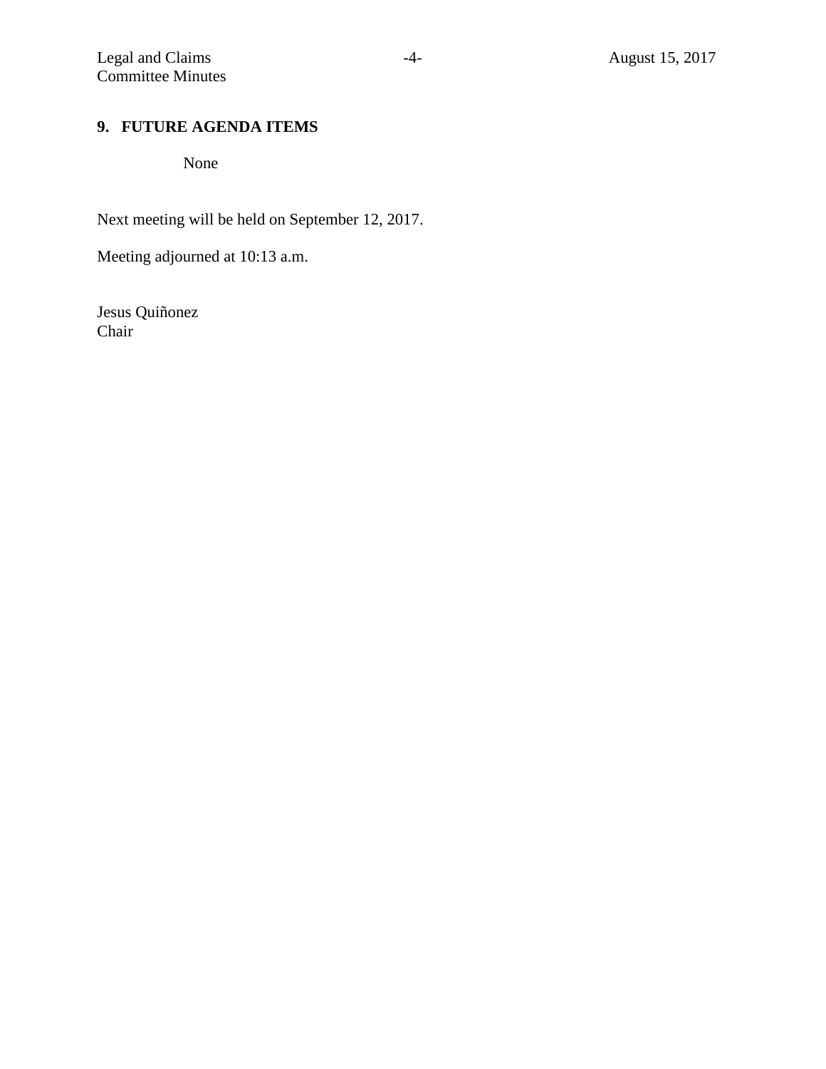## 9. FUTURE AGENDA ITEMS

None

Next meeting will be held on September 12, 2017.

Meeting adjourned at 10:13 a.m.

Jesus Quiñonez
Chair